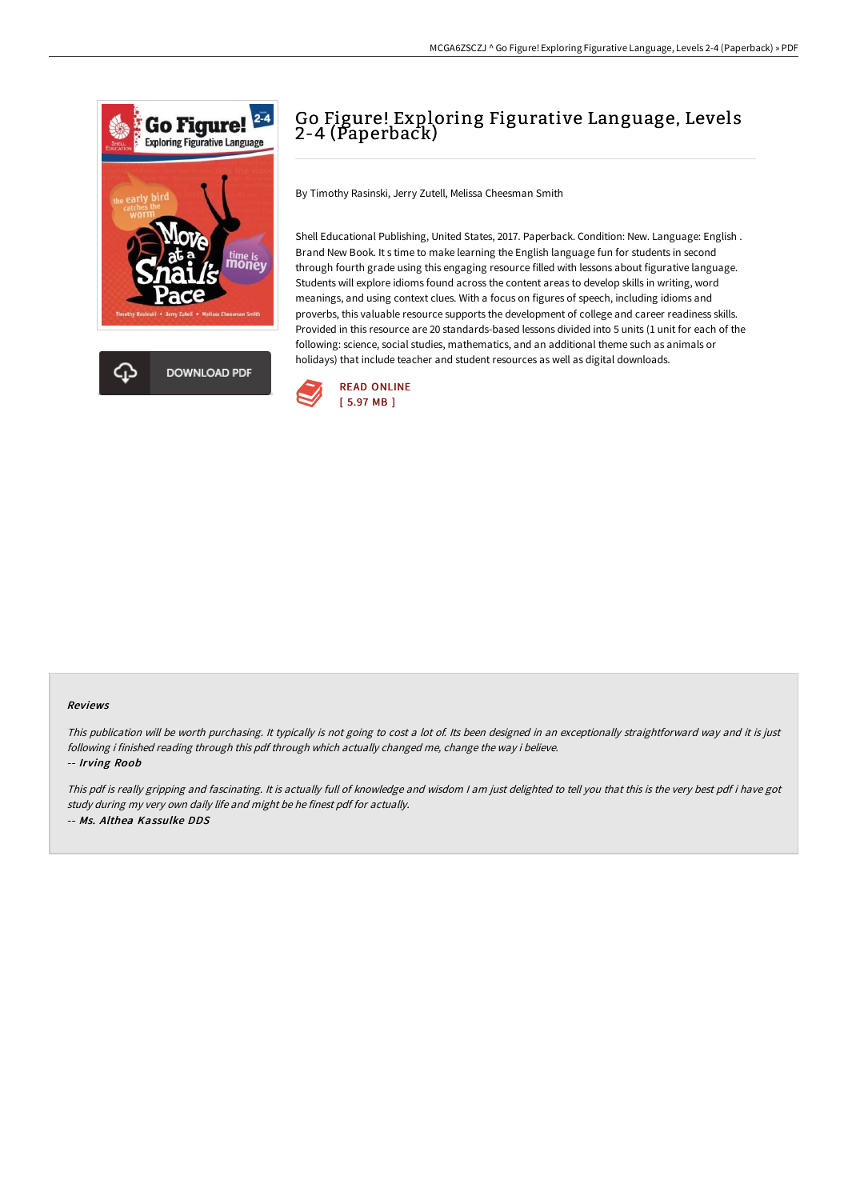# Go Figure! Exploring Figurative Language, Levels 2-4 (Paperback)

DOWNLOAD PDF

By Timothy Rasinski, Jerry Zutell, Melissa Cheesman Smith

Shell Educational Publishing, United States, 2017. Paperback. Condition: New. Language: English . Brand New Book. It s time to make learning the English language fun for students in second through fourth grade using this engaging resource filled with lessons about figurative language. Students will explore idioms found across the content areas to develop skills in writing, word meanings, and using context clues. With a focus on figures of speech, including idioms and proverbs, this valuable resource supports the development of college and career readiness skills. Provided in this resource are 20 standards-based lessons divided into 5 units (1 unit for each of the following: science, social studies, mathematics, and an additional theme such as animals or holidays) that include teacher and student resources as well as digital downloads.

READ ONLINE
[ 5.97 MB ]

### Reviews

*This publication will be worth purchasing. It typically is not going to cost a lot of. Its been designed in an exceptionally straightforward way and it is just following i finished reading through this pdf through which actually changed me, change the way i believe.*

-- *Irving Roob*

*This pdf is really gripping and fascinating. It is actually full of knowledge and wisdom I am just delighted to tell you that this is the very best pdf i have got study during my very own daily life and might be he finest pdf for actually.*

-- *Ms. Althea Kassulke DDS*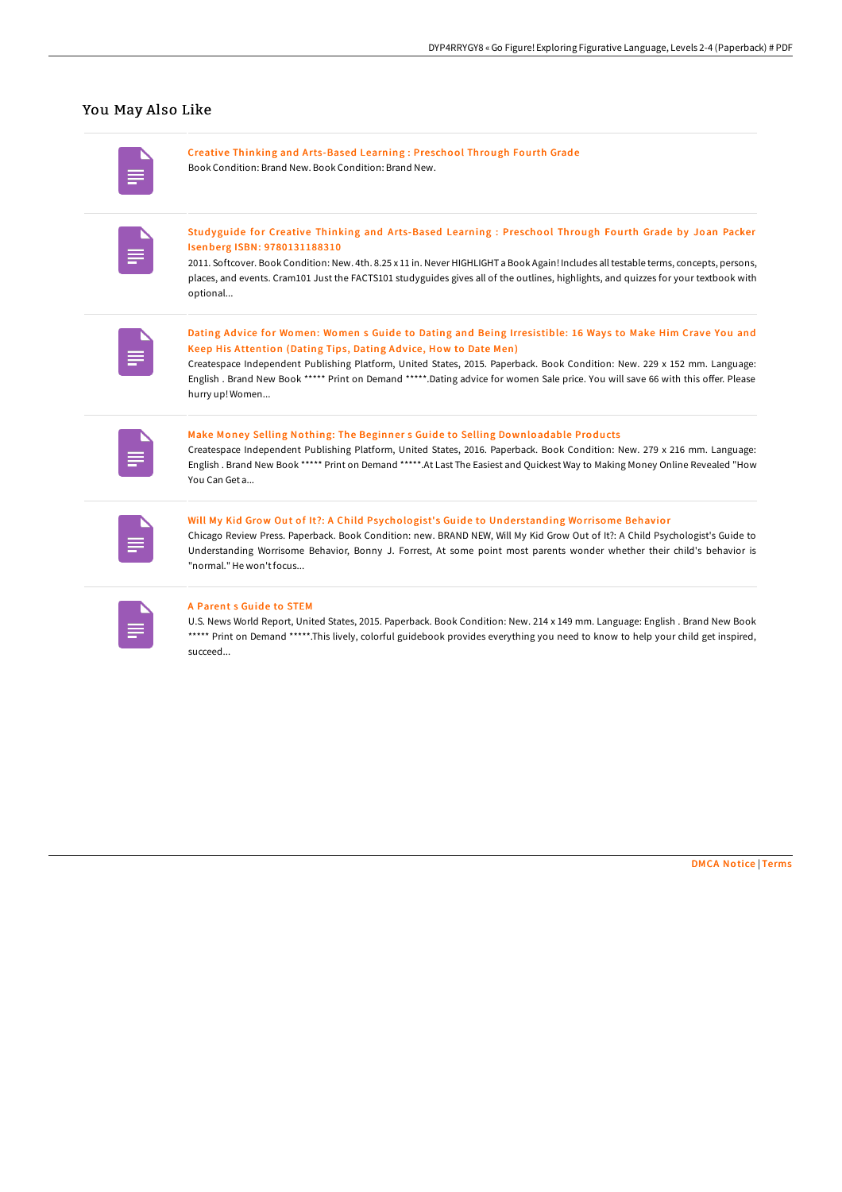## You May Also Like

**Creative Thinking and Arts-Based Learning : Preschool Through Fourth Grade**
Book Condition: Brand New. Book Condition: Brand New.

**Studyguide for Creative Thinking and Arts-Based Learning : Preschool Through Fourth Grade by Joan Packer Isenberg ISBN: 9780131188310**
2011. Softcover. Book Condition: New. 4th. 8.25 x 11 in. Never HIGHLIGHT a Book Again! Includes all testable terms, concepts, persons, places, and events. Cram101 Just the FACTS101 studyguides gives all of the outlines, highlights, and quizzes for your textbook with optional...

**Dating Advice for Women: Women s Guide to Dating and Being Irresistible: 16 Ways to Make Him Crave You and Keep His Attention (Dating Tips, Dating Advice, How to Date Men)**
Createspace Independent Publishing Platform, United States, 2015. Paperback. Book Condition: New. 229 x 152 mm. Language: English . Brand New Book ***** Print on Demand *****.Dating advice for women Sale price. You will save 66 with this offer. Please hurry up! Women...

**Make Money Selling Nothing: The Beginner s Guide to Selling Downloadable Products**
Createspace Independent Publishing Platform, United States, 2016. Paperback. Book Condition: New. 279 x 216 mm. Language: English . Brand New Book ***** Print on Demand *****.At Last The Easiest and Quickest Way to Making Money Online Revealed "How You Can Get a...

**Will My Kid Grow Out of It?: A Child Psychologist's Guide to Understanding Worrisome Behavior**
Chicago Review Press. Paperback. Book Condition: new. BRAND NEW, Will My Kid Grow Out of It?: A Child Psychologist's Guide to Understanding Worrisome Behavior, Bonny J. Forrest, At some point most parents wonder whether their child's behavior is "normal." He won't focus...

**A Parent s Guide to STEM**
U.S. News World Report, United States, 2015. Paperback. Book Condition: New. 214 x 149 mm. Language: English . Brand New Book ***** Print on Demand *****.This lively, colorful guidebook provides everything you need to know to help your child get inspired, succeed...

DMCA Notice | Terms